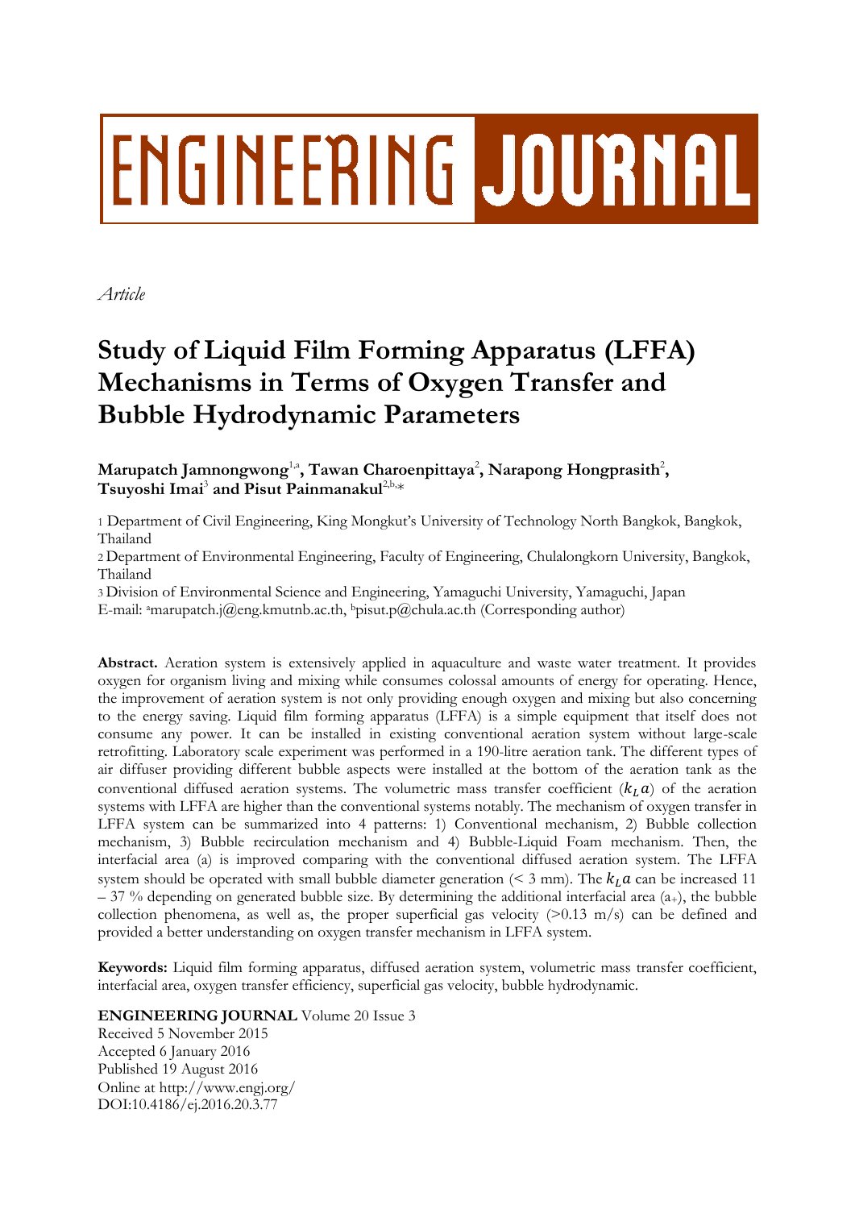# ENGINEERING JOURNAL

*Article*

# Study of Liquid Film Forming Apparatus (LFFA) Mechanisms in Terms of Oxygen Transfer and Bubble Hydrodynamic Parameters

**Marupatch Jamnongwong**[1,a]**, Tawan Charoenpittaya**[2]**, Narapong Hongprasith**[2]**, Tsuyoshi Imai**[3] **and Pisut Painmanakul**[2,b,*]

1 Department of Civil Engineering, King Mongkut's University of Technology North Bangkok, Bangkok, Thailand

2 Department of Environmental Engineering, Faculty of Engineering, Chulalongkorn University, Bangkok, Thailand

3 Division of Environmental Science and Engineering, Yamaguchi University, Yamaguchi, Japan

E-mail: [a]marupatch.j@eng.kmutnb.ac.th, [b]pisut.p@chula.ac.th (Corresponding author)

**Abstract.** Aeration system is extensively applied in aquaculture and waste water treatment. It provides oxygen for organism living and mixing while consumes colossal amounts of energy for operating. Hence, the improvement of aeration system is not only providing enough oxygen and mixing but also concerning to the energy saving. Liquid film forming apparatus (LFFA) is a simple equipment that itself does not consume any power. It can be installed in existing conventional aeration system without large-scale retrofitting. Laboratory scale experiment was performed in a 190-litre aeration tank. The different types of air diffuser providing different bubble aspects were installed at the bottom of the aeration tank as the conventional diffused aeration systems. The volumetric mass transfer coefficient ($k_L a$) of the aeration systems with LFFA are higher than the conventional systems notably. The mechanism of oxygen transfer in LFFA system can be summarized into 4 patterns: 1) Conventional mechanism, 2) Bubble collection mechanism, 3) Bubble recirculation mechanism and 4) Bubble-Liquid Foam mechanism. Then, the interfacial area (a) is improved comparing with the conventional diffused aeration system. The LFFA system should be operated with small bubble diameter generation (< 3 mm). The $k_L a$ can be increased 11 – 37 % depending on generated bubble size. By determining the additional interfacial area ($a_+$), the bubble collection phenomena, as well as, the proper superficial gas velocity (>0.13 m/s) can be defined and provided a better understanding on oxygen transfer mechanism in LFFA system.

**Keywords:** Liquid film forming apparatus, diffused aeration system, volumetric mass transfer coefficient, interfacial area, oxygen transfer efficiency, superficial gas velocity, bubble hydrodynamic.

**ENGINEERING JOURNAL** Volume 20 Issue 3
Received 5 November 2015
Accepted 6 January 2016
Published 19 August 2016
Online at http://www.engj.org/
DOI:10.4186/ej.2016.20.3.77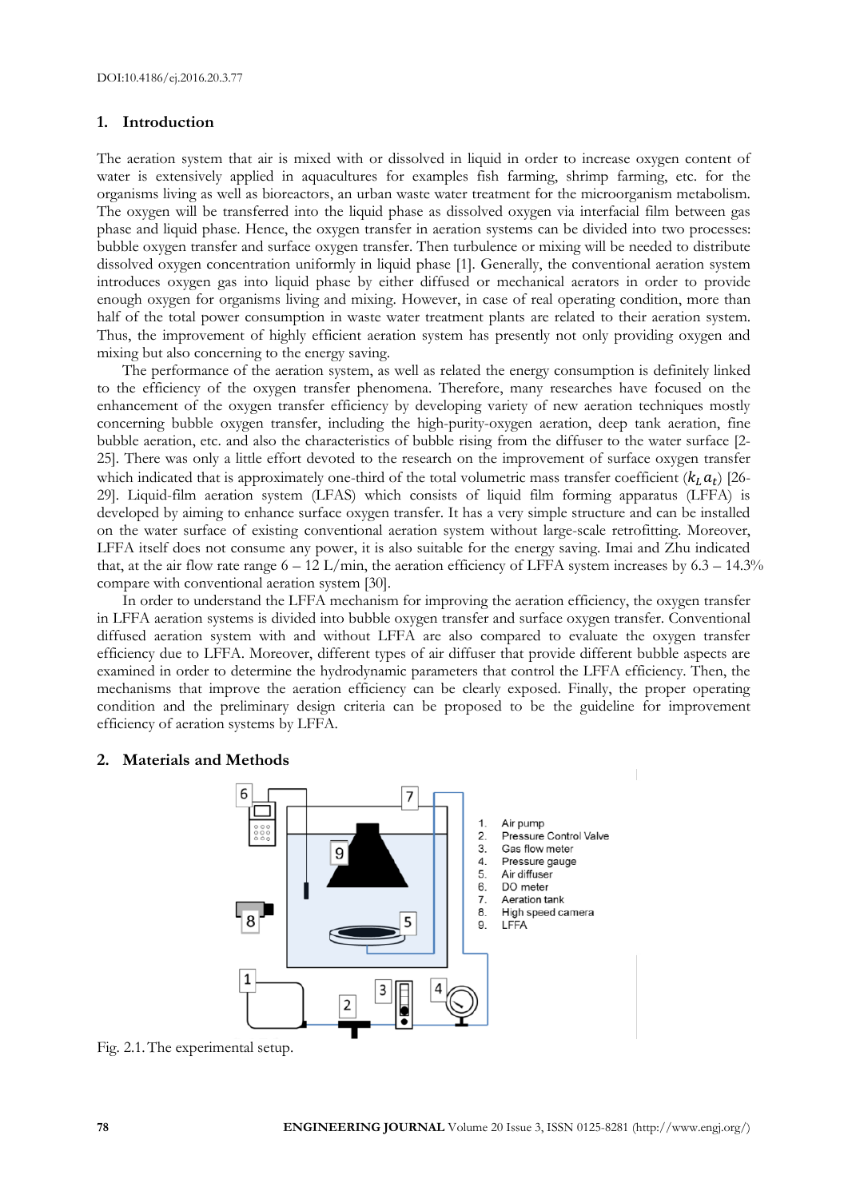## 1. Introduction

The aeration system that air is mixed with or dissolved in liquid in order to increase oxygen content of water is extensively applied in aquacultures for examples fish farming, shrimp farming, etc. for the organisms living as well as bioreactors, an urban waste water treatment for the microorganism metabolism. The oxygen will be transferred into the liquid phase as dissolved oxygen via interfacial film between gas phase and liquid phase. Hence, the oxygen transfer in aeration systems can be divided into two processes: bubble oxygen transfer and surface oxygen transfer. Then turbulence or mixing will be needed to distribute dissolved oxygen concentration uniformly in liquid phase [1]. Generally, the conventional aeration system introduces oxygen gas into liquid phase by either diffused or mechanical aerators in order to provide enough oxygen for organisms living and mixing. However, in case of real operating condition, more than half of the total power consumption in waste water treatment plants are related to their aeration system. Thus, the improvement of highly efficient aeration system has presently not only providing oxygen and mixing but also concerning to the energy saving.

The performance of the aeration system, as well as related the energy consumption is definitely linked to the efficiency of the oxygen transfer phenomena. Therefore, many researches have focused on the enhancement of the oxygen transfer efficiency by developing variety of new aeration techniques mostly concerning bubble oxygen transfer, including the high-purity-oxygen aeration, deep tank aeration, fine bubble aeration, etc. and also the characteristics of bubble rising from the diffuser to the water surface [2-25]. There was only a little effort devoted to the research on the improvement of surface oxygen transfer which indicated that is approximately one-third of the total volumetric mass transfer coefficient ($k_L a_t$) [26-29]. Liquid-film aeration system (LFAS) which consists of liquid film forming apparatus (LFFA) is developed by aiming to enhance surface oxygen transfer. It has a very simple structure and can be installed on the water surface of existing conventional aeration system without large-scale retrofitting. Moreover, LFFA itself does not consume any power, it is also suitable for the energy saving. Imai and Zhu indicated that, at the air flow rate range 6 – 12 L/min, the aeration efficiency of LFFA system increases by 6.3 – 14.3% compare with conventional aeration system [30].

In order to understand the LFFA mechanism for improving the aeration efficiency, the oxygen transfer in LFFA aeration systems is divided into bubble oxygen transfer and surface oxygen transfer. Conventional diffused aeration system with and without LFFA are also compared to evaluate the oxygen transfer efficiency due to LFFA. Moreover, different types of air diffuser that provide different bubble aspects are examined in order to determine the hydrodynamic parameters that control the LFFA efficiency. Then, the mechanisms that improve the aeration efficiency can be clearly exposed. Finally, the proper operating condition and the preliminary design criteria can be proposed to be the guideline for improvement efficiency of aeration systems by LFFA.

## 2. Materials and Methods

1. Air pump
2. Pressure Control Valve
3. Gas flow meter
4. Pressure gauge
5. Air diffuser
6. DO meter
7. Aeration tank
8. High speed camera
9. LFFA

Fig. 2.1. The experimental setup.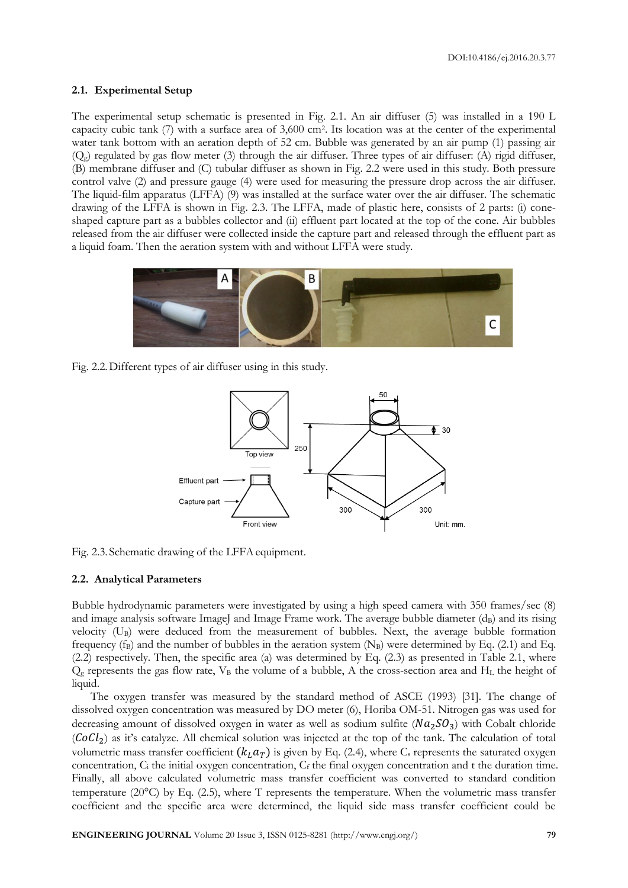### 2.1. Experimental Setup

The experimental setup schematic is presented in Fig. 2.1. An air diffuser (5) was installed in a 190 L capacity cubic tank (7) with a surface area of 3,600 $cm^2$. Its location was at the center of the experimental water tank bottom with an aeration depth of 52 cm. Bubble was generated by an air pump (1) passing air ($Q_g$) regulated by gas flow meter (3) through the air diffuser. Three types of air diffuser: (A) rigid diffuser, (B) membrane diffuser and (C) tubular diffuser as shown in Fig. 2.2 were used in this study. Both pressure control valve (2) and pressure gauge (4) were used for measuring the pressure drop across the air diffuser. The liquid-film apparatus (LFFA) (9) was installed at the surface water over the air diffuser. The schematic drawing of the LFFA is shown in Fig. 2.3. The LFFA, made of plastic here, consists of 2 parts: (i) cone-shaped capture part as a bubbles collector and (ii) effluent part located at the top of the cone. Air bubbles released from the air diffuser were collected inside the capture part and released through the effluent part as a liquid foam. Then the aeration system with and without LFFA were study.

Fig. 2.2. Different types of air diffuser using in this study.

Fig. 2.3. Schematic drawing of the LFFA equipment.

### 2.2. Analytical Parameters

Bubble hydrodynamic parameters were investigated by using a high speed camera with 350 frames/sec (8) and image analysis software ImageJ and Image Frame work. The average bubble diameter ($d_B$) and its rising velocity ($U_B$) were deduced from the measurement of bubbles. Next, the average bubble formation frequency ($f_B$) and the number of bubbles in the aeration system ($N_B$) were determined by Eq. (2.1) and Eq. (2.2) respectively. Then, the specific area (a) was determined by Eq. (2.3) as presented in Table 2.1, where $Q_g$ represents the gas flow rate, $V_B$ the volume of a bubble, A the cross-section area and $H_L$ the height of liquid.

The oxygen transfer was measured by the standard method of ASCE (1993) [31]. The change of dissolved oxygen concentration was measured by DO meter (6), Horiba OM-51. Nitrogen gas was used for decreasing amount of dissolved oxygen in water as well as sodium sulfite ($Na_2SO_3$) with Cobalt chloride ($CoCl_2$) as it's catalyze. All chemical solution was injected at the top of the tank. The calculation of total volumetric mass transfer coefficient ($k_La_T$) is given by Eq. (2.4), where $C_s$ represents the saturated oxygen concentration, $C_i$ the initial oxygen concentration, $C_f$ the final oxygen concentration and t the duration time. Finally, all above calculated volumetric mass transfer coefficient was converted to standard condition temperature (20°C) by Eq. (2.5), where T represents the temperature. When the volumetric mass transfer coefficient and the specific area were determined, the liquid side mass transfer coefficient could be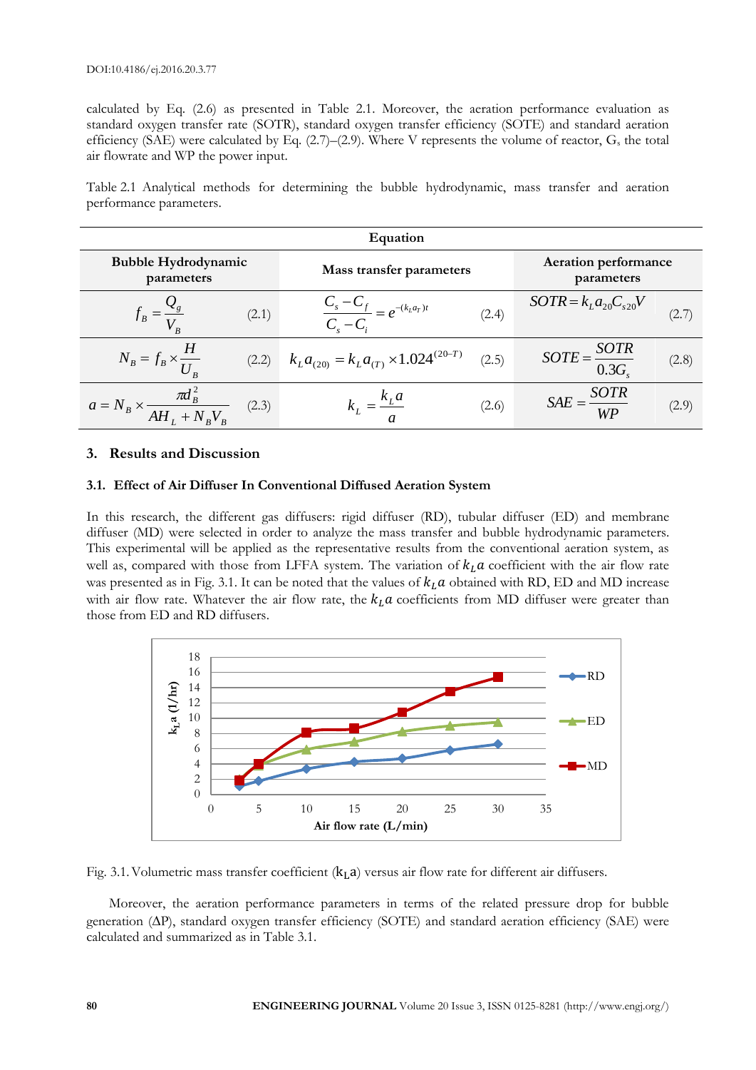calculated by Eq. (2.6) as presented in Table 2.1. Moreover, the aeration performance evaluation as standard oxygen transfer rate (SOTR), standard oxygen transfer efficiency (SOTE) and standard aeration efficiency (SAE) were calculated by Eq. (2.7)–(2.9). Where V represents the volume of reactor, $G_s$ the total air flowrate and WP the power input.

Table 2.1 Analytical methods for determining the bubble hydrodynamic, mass transfer and aeration performance parameters.

| Equation | | | | | |
|---|---|---|---|---|---|
| **Bubble Hydrodynamic parameters** | | **Mass transfer parameters** | | **Aeration performance parameters** | |
| $f_B = \dfrac{Q_g}{V_B}$ | (2.1) | $\dfrac{C_s - C_f}{C_s - C_i} = e^{-(k_L a_T)t}$ | (2.4) | $SOTR = k_L a_{20} C_{s20} V$ | (2.7) |
| $N_B = f_B \times \dfrac{H}{U_B}$ | (2.2) | $k_L a_{(20)} = k_L a_{(T)} \times 1.024^{(20-T)}$ | (2.5) | $SOTE = \dfrac{SOTR}{0.3 G_s}$ | (2.8) |
| $a = N_B \times \dfrac{\pi d_B^2}{A H_L + N_B V_B}$ | (2.3) | $k_L = \dfrac{k_L a}{a}$ | (2.6) | $SAE = \dfrac{SOTR}{WP}$ | (2.9) |

## 3. Results and Discussion

### 3.1. Effect of Air Diffuser In Conventional Diffused Aeration System

In this research, the different gas diffusers: rigid diffuser (RD), tubular diffuser (ED) and membrane diffuser (MD) were selected in order to analyze the mass transfer and bubble hydrodynamic parameters. This experimental will be applied as the representative results from the conventional aeration system, as well as, compared with those from LFFA system. The variation of $k_L a$ coefficient with the air flow rate was presented as in Fig. 3.1. It can be noted that the values of $k_L a$ obtained with RD, ED and MD increase with air flow rate. Whatever the air flow rate, the $k_L a$ coefficients from MD diffuser were greater than those from ED and RD diffusers.

Fig. 3.1. Volumetric mass transfer coefficient ($k_L a$) versus air flow rate for different air diffusers.

Moreover, the aeration performance parameters in terms of the related pressure drop for bubble generation (ΔP), standard oxygen transfer efficiency (SOTE) and standard aeration efficiency (SAE) were calculated and summarized as in Table 3.1.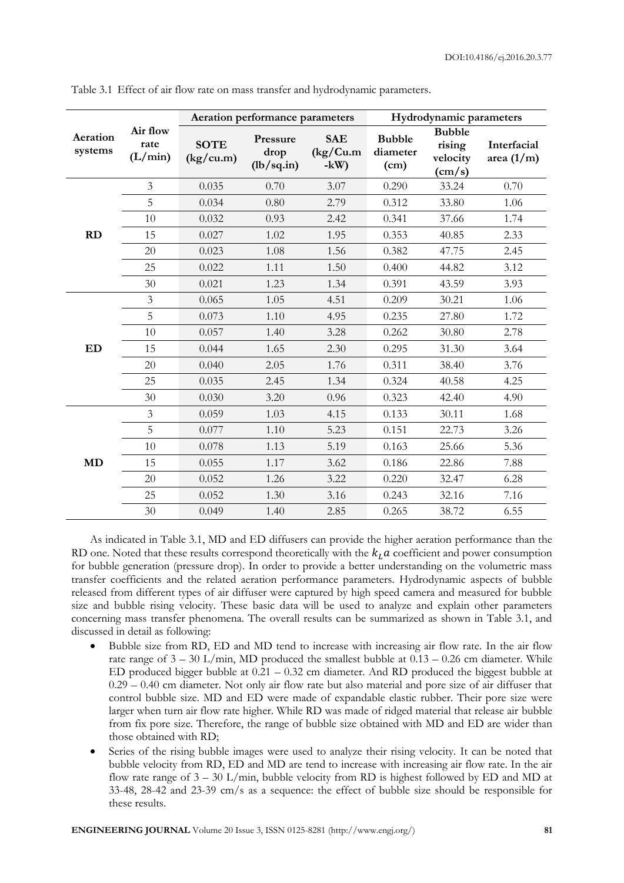Table 3.1 Effect of air flow rate on mass transfer and hydrodynamic parameters.

| Aeration systems | Air flow rate (L/min) | Aeration performance parameters | | | Hydrodynamic parameters | | |
|---|---|---|---|---|---|---|---|
| | | SOTE (kg/cu.m) | Pressure drop (lb/sq.in) | SAE (kg/Cu.m-kW) | Bubble diameter (cm) | Bubble rising velocity (cm/s) | Interfacial area (1/m) |
| RD | 3 | 0.035 | 0.70 | 3.07 | 0.290 | 33.24 | 0.70 |
| | 5 | 0.034 | 0.80 | 2.79 | 0.312 | 33.80 | 1.06 |
| | 10 | 0.032 | 0.93 | 2.42 | 0.341 | 37.66 | 1.74 |
| | 15 | 0.027 | 1.02 | 1.95 | 0.353 | 40.85 | 2.33 |
| | 20 | 0.023 | 1.08 | 1.56 | 0.382 | 47.75 | 2.45 |
| | 25 | 0.022 | 1.11 | 1.50 | 0.400 | 44.82 | 3.12 |
| | 30 | 0.021 | 1.23 | 1.34 | 0.391 | 43.59 | 3.93 |
| ED | 3 | 0.065 | 1.05 | 4.51 | 0.209 | 30.21 | 1.06 |
| | 5 | 0.073 | 1.10 | 4.95 | 0.235 | 27.80 | 1.72 |
| | 10 | 0.057 | 1.40 | 3.28 | 0.262 | 30.80 | 2.78 |
| | 15 | 0.044 | 1.65 | 2.30 | 0.295 | 31.30 | 3.64 |
| | 20 | 0.040 | 2.05 | 1.76 | 0.311 | 38.40 | 3.76 |
| | 25 | 0.035 | 2.45 | 1.34 | 0.324 | 40.58 | 4.25 |
| | 30 | 0.030 | 3.20 | 0.96 | 0.323 | 42.40 | 4.90 |
| MD | 3 | 0.059 | 1.03 | 4.15 | 0.133 | 30.11 | 1.68 |
| | 5 | 0.077 | 1.10 | 5.23 | 0.151 | 22.73 | 3.26 |
| | 10 | 0.078 | 1.13 | 5.19 | 0.163 | 25.66 | 5.36 |
| | 15 | 0.055 | 1.17 | 3.62 | 0.186 | 22.86 | 7.88 |
| | 20 | 0.052 | 1.26 | 3.22 | 0.220 | 32.47 | 6.28 |
| | 25 | 0.052 | 1.30 | 3.16 | 0.243 | 32.16 | 7.16 |
| | 30 | 0.049 | 1.40 | 2.85 | 0.265 | 38.72 | 6.55 |

As indicated in Table 3.1, MD and ED diffusers can provide the higher aeration performance than the RD one. Noted that these results correspond theoretically with the $k_L a$ coefficient and power consumption for bubble generation (pressure drop). In order to provide a better understanding on the volumetric mass transfer coefficients and the related aeration performance parameters. Hydrodynamic aspects of bubble released from different types of air diffuser were captured by high speed camera and measured for bubble size and bubble rising velocity. These basic data will be used to analyze and explain other parameters concerning mass transfer phenomena. The overall results can be summarized as shown in Table 3.1, and discussed in detail as following:

- Bubble size from RD, ED and MD tend to increase with increasing air flow rate. In the air flow rate range of 3 – 30 L/min, MD produced the smallest bubble at 0.13 – 0.26 cm diameter. While ED produced bigger bubble at 0.21 – 0.32 cm diameter. And RD produced the biggest bubble at 0.29 – 0.40 cm diameter. Not only air flow rate but also material and pore size of air diffuser that control bubble size. MD and ED were made of expandable elastic rubber. Their pore size were larger when turn air flow rate higher. While RD was made of ridged material that release air bubble from fix pore size. Therefore, the range of bubble size obtained with MD and ED are wider than those obtained with RD;
- Series of the rising bubble images were used to analyze their rising velocity. It can be noted that bubble velocity from RD, ED and MD are tend to increase with increasing air flow rate. In the air flow rate range of 3 – 30 L/min, bubble velocity from RD is highest followed by ED and MD at 33-48, 28-42 and 23-39 cm/s as a sequence: the effect of bubble size should be responsible for these results.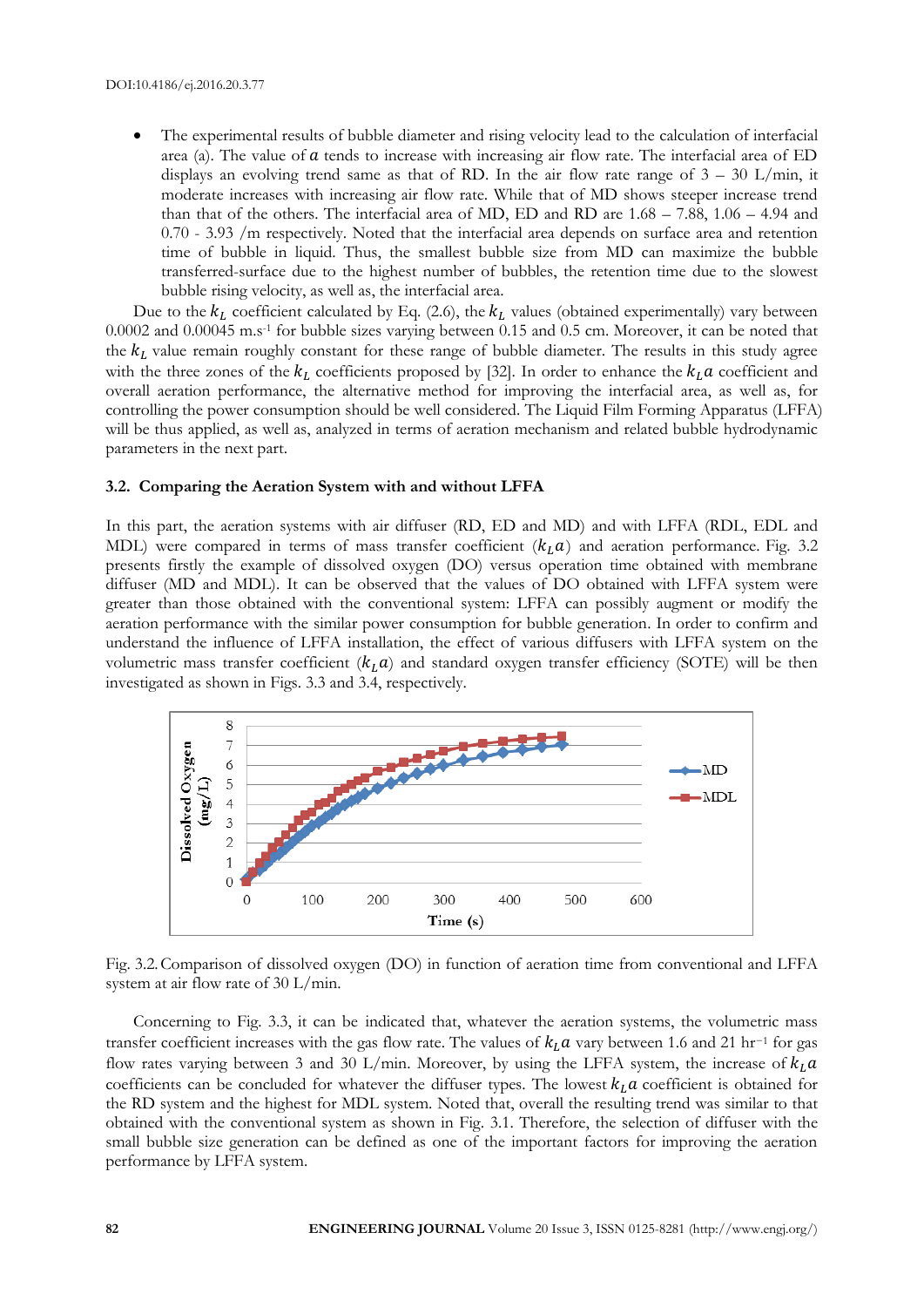- The experimental results of bubble diameter and rising velocity lead to the calculation of interfacial area (a). The value of $a$ tends to increase with increasing air flow rate. The interfacial area of ED displays an evolving trend same as that of RD. In the air flow rate range of 3 – 30 L/min, it moderate increases with increasing air flow rate. While that of MD shows steeper increase trend than that of the others. The interfacial area of MD, ED and RD are 1.68 – 7.88, 1.06 – 4.94 and 0.70 - 3.93 /m respectively. Noted that the interfacial area depends on surface area and retention time of bubble in liquid. Thus, the smallest bubble size from MD can maximize the bubble transferred-surface due to the highest number of bubbles, the retention time due to the slowest bubble rising velocity, as well as, the interfacial area.

Due to the $k_L$ coefficient calculated by Eq. (2.6), the $k_L$ values (obtained experimentally) vary between 0.0002 and 0.00045 m.s$^{-1}$ for bubble sizes varying between 0.15 and 0.5 cm. Moreover, it can be noted that the $k_L$ value remain roughly constant for these range of bubble diameter. The results in this study agree with the three zones of the $k_L$ coefficients proposed by [32]. In order to enhance the $k_L a$ coefficient and overall aeration performance, the alternative method for improving the interfacial area, as well as, for controlling the power consumption should be well considered. The Liquid Film Forming Apparatus (LFFA) will be thus applied, as well as, analyzed in terms of aeration mechanism and related bubble hydrodynamic parameters in the next part.

### 3.2. Comparing the Aeration System with and without LFFA

In this part, the aeration systems with air diffuser (RD, ED and MD) and with LFFA (RDL, EDL and MDL) were compared in terms of mass transfer coefficient ($k_L a$) and aeration performance. Fig. 3.2 presents firstly the example of dissolved oxygen (DO) versus operation time obtained with membrane diffuser (MD and MDL). It can be observed that the values of DO obtained with LFFA system were greater than those obtained with the conventional system: LFFA can possibly augment or modify the aeration performance with the similar power consumption for bubble generation. In order to confirm and understand the influence of LFFA installation, the effect of various diffusers with LFFA system on the volumetric mass transfer coefficient ($k_L a$) and standard oxygen transfer efficiency (SOTE) will be then investigated as shown in Figs. 3.3 and 3.4, respectively.

Fig. 3.2. Comparison of dissolved oxygen (DO) in function of aeration time from conventional and LFFA system at air flow rate of 30 L/min.

Concerning to Fig. 3.3, it can be indicated that, whatever the aeration systems, the volumetric mass transfer coefficient increases with the gas flow rate. The values of $k_L a$ vary between 1.6 and 21 hr$^{-1}$ for gas flow rates varying between 3 and 30 L/min. Moreover, by using the LFFA system, the increase of $k_L a$ coefficients can be concluded for whatever the diffuser types. The lowest $k_L a$ coefficient is obtained for the RD system and the highest for MDL system. Noted that, overall the resulting trend was similar to that obtained with the conventional system as shown in Fig. 3.1. Therefore, the selection of diffuser with the small bubble size generation can be defined as one of the important factors for improving the aeration performance by LFFA system.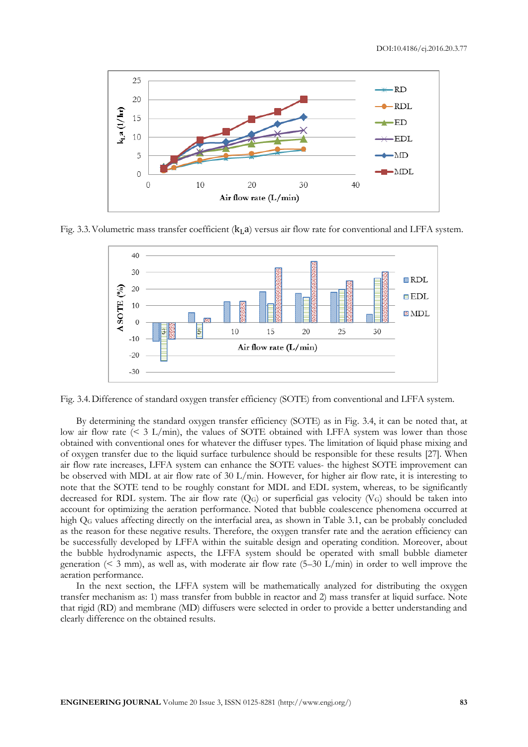Fig. 3.3. Volumetric mass transfer coefficient ($k_La$) versus air flow rate for conventional and LFFA system.

Fig. 3.4. Difference of standard oxygen transfer efficiency (SOTE) from conventional and LFFA system.

By determining the standard oxygen transfer efficiency (SOTE) as in Fig. 3.4, it can be noted that, at low air flow rate (< 3 L/min), the values of SOTE obtained with LFFA system was lower than those obtained with conventional ones for whatever the diffuser types. The limitation of liquid phase mixing and of oxygen transfer due to the liquid surface turbulence should be responsible for these results [27]. When air flow rate increases, LFFA system can enhance the SOTE values- the highest SOTE improvement can be observed with MDL at air flow rate of 30 L/min. However, for higher air flow rate, it is interesting to note that the SOTE tend to be roughly constant for MDL and EDL system, whereas, to be significantly decreased for RDL system. The air flow rate ($Q_G$) or superficial gas velocity ($V_G$) should be taken into account for optimizing the aeration performance. Noted that bubble coalescence phenomena occurred at high $Q_G$ values affecting directly on the interfacial area, as shown in Table 3.1, can be probably concluded as the reason for these negative results. Therefore, the oxygen transfer rate and the aeration efficiency can be successfully developed by LFFA within the suitable design and operating condition. Moreover, about the bubble hydrodynamic aspects, the LFFA system should be operated with small bubble diameter generation (< 3 mm), as well as, with moderate air flow rate (5–30 L/min) in order to well improve the aeration performance.

In the next section, the LFFA system will be mathematically analyzed for distributing the oxygen transfer mechanism as: 1) mass transfer from bubble in reactor and 2) mass transfer at liquid surface. Note that rigid (RD) and membrane (MD) diffusers were selected in order to provide a better understanding and clearly difference on the obtained results.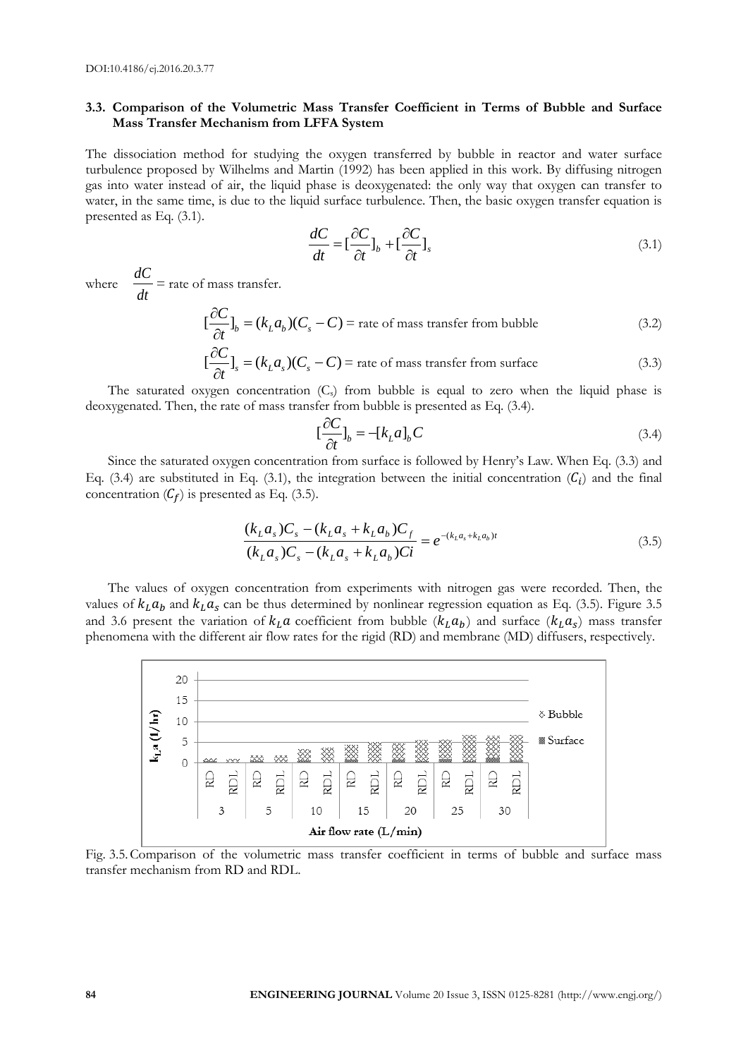### 3.3. Comparison of the Volumetric Mass Transfer Coefficient in Terms of Bubble and Surface Mass Transfer Mechanism from LFFA System

The dissociation method for studying the oxygen transferred by bubble in reactor and water surface turbulence proposed by Wilhelms and Martin (1992) has been applied in this work. By diffusing nitrogen gas into water instead of air, the liquid phase is deoxygenated: the only way that oxygen can transfer to water, in the same time, is due to the liquid surface turbulence. Then, the basic oxygen transfer equation is presented as Eq. (3.1).

$$\frac{dC}{dt} = [\frac{\partial C}{\partial t}]_b + [\frac{\partial C}{\partial t}]_s \tag{3.1}$$

where $\frac{dC}{dt}$ = rate of mass transfer.

$$[\frac{\partial C}{\partial t}]_b = (k_L a_b)(C_s - C) \text{ = rate of mass transfer from bubble} \tag{3.2}$$

$$[\frac{\partial C}{\partial t}]_s = (k_L a_s)(C_s - C) \text{ = rate of mass transfer from surface} \tag{3.3}$$

The saturated oxygen concentration ($C_s$) from bubble is equal to zero when the liquid phase is deoxygenated. Then, the rate of mass transfer from bubble is presented as Eq. (3.4).

$$[\frac{\partial C}{\partial t}]_b = -[k_L a]_b C \tag{3.4}$$

Since the saturated oxygen concentration from surface is followed by Henry's Law. When Eq. (3.3) and Eq. (3.4) are substituted in Eq. (3.1), the integration between the initial concentration ($C_i$) and the final concentration ($C_f$) is presented as Eq. (3.5).

$$\frac{(k_L a_s)C_s - (k_L a_s + k_L a_b)C_f}{(k_L a_s)C_s - (k_L a_s + k_L a_b)Ci} = e^{-(k_L a_s + k_L a_b)t} \tag{3.5}$$

The values of oxygen concentration from experiments with nitrogen gas were recorded. Then, the values of $k_L a_b$ and $k_L a_s$ can be thus determined by nonlinear regression equation as Eq. (3.5). Figure 3.5 and 3.6 present the variation of $k_L a$ coefficient from bubble ($k_L a_b$) and surface ($k_L a_s$) mass transfer phenomena with the different air flow rates for the rigid (RD) and membrane (MD) diffusers, respectively.

Fig. 3.5. Comparison of the volumetric mass transfer coefficient in terms of bubble and surface mass transfer mechanism from RD and RDL.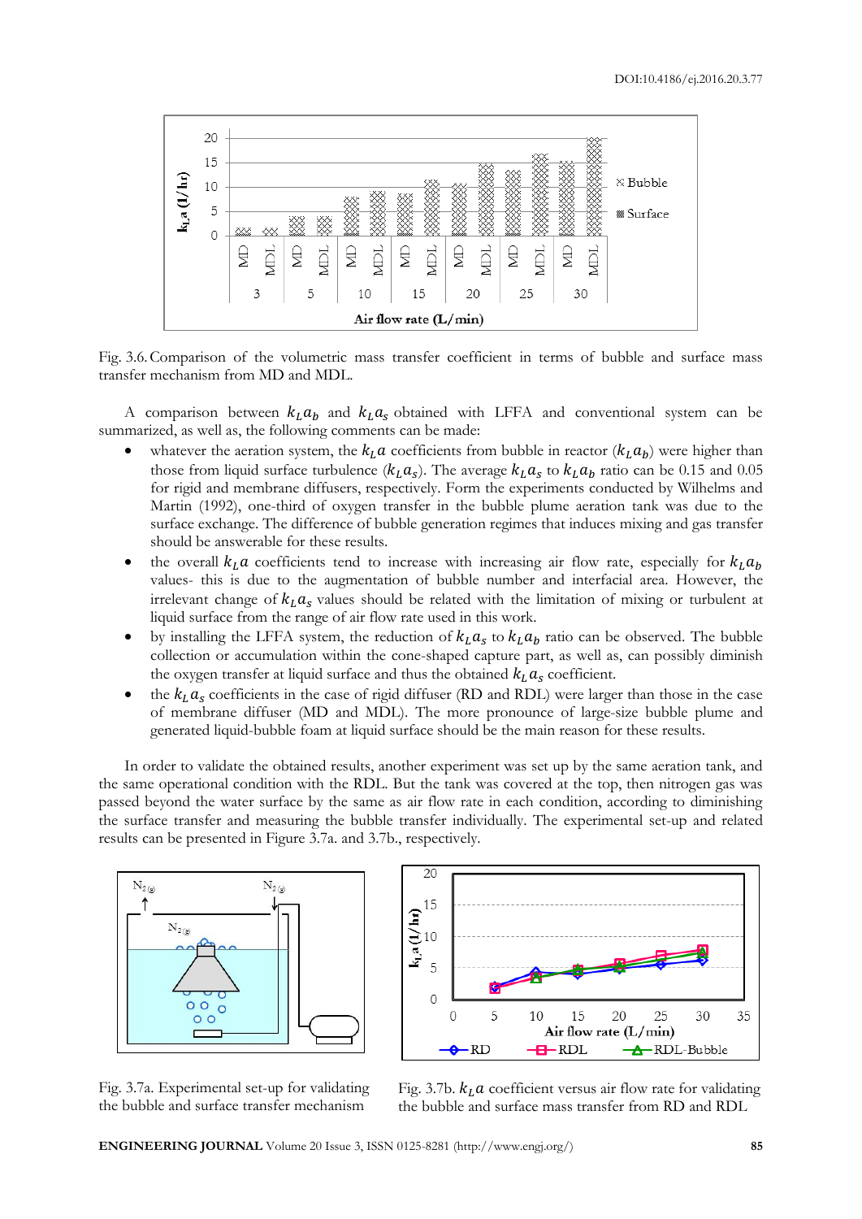Fig. 3.6. Comparison of the volumetric mass transfer coefficient in terms of bubble and surface mass transfer mechanism from MD and MDL.

A comparison between $k_L a_b$ and $k_L a_s$ obtained with LFFA and conventional system can be summarized, as well as, the following comments can be made:

- whatever the aeration system, the $k_L a$ coefficients from bubble in reactor ($k_L a_b$) were higher than those from liquid surface turbulence ($k_L a_s$). The average $k_L a_s$ to $k_L a_b$ ratio can be 0.15 and 0.05 for rigid and membrane diffusers, respectively. Form the experiments conducted by Wilhelms and Martin (1992), one-third of oxygen transfer in the bubble plume aeration tank was due to the surface exchange. The difference of bubble generation regimes that induces mixing and gas transfer should be answerable for these results.
- the overall $k_L a$ coefficients tend to increase with increasing air flow rate, especially for $k_L a_b$ values- this is due to the augmentation of bubble number and interfacial area. However, the irrelevant change of $k_L a_s$ values should be related with the limitation of mixing or turbulent at liquid surface from the range of air flow rate used in this work.
- by installing the LFFA system, the reduction of $k_L a_s$ to $k_L a_b$ ratio can be observed. The bubble collection or accumulation within the cone-shaped capture part, as well as, can possibly diminish the oxygen transfer at liquid surface and thus the obtained $k_L a_s$ coefficient.
- the $k_L a_s$ coefficients in the case of rigid diffuser (RD and RDL) were larger than those in the case of membrane diffuser (MD and MDL). The more pronounce of large-size bubble plume and generated liquid-bubble foam at liquid surface should be the main reason for these results.

In order to validate the obtained results, another experiment was set up by the same aeration tank, and the same operational condition with the RDL. But the tank was covered at the top, then nitrogen gas was passed beyond the water surface by the same as air flow rate in each condition, according to diminishing the surface transfer and measuring the bubble transfer individually. The experimental set-up and related results can be presented in Figure 3.7a. and 3.7b., respectively.

Fig. 3.7a. Experimental set-up for validating the bubble and surface transfer mechanism

Fig. 3.7b. $k_L a$ coefficient versus air flow rate for validating the bubble and surface mass transfer from RD and RDL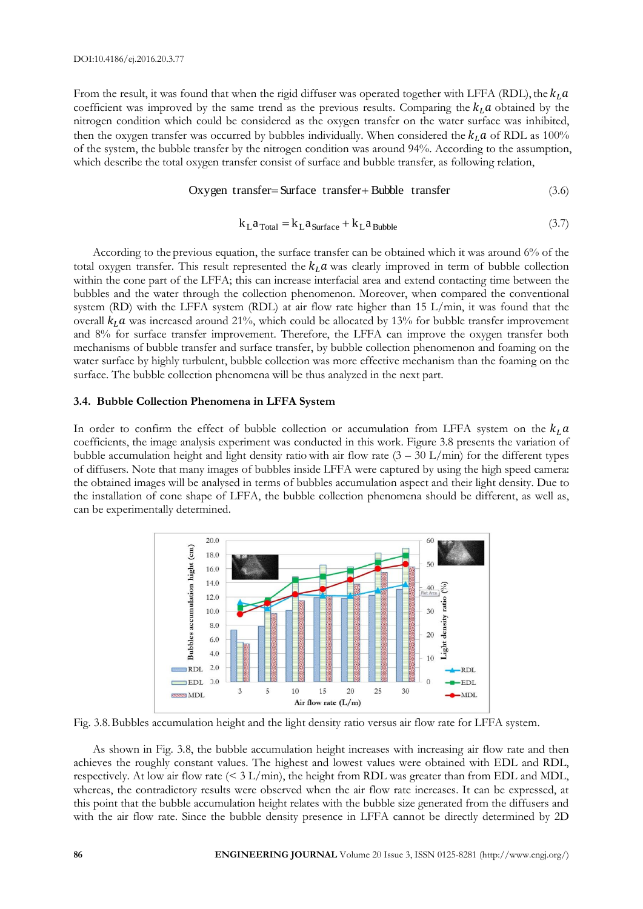From the result, it was found that when the rigid diffuser was operated together with LFFA (RDL), the $k_L a$ coefficient was improved by the same trend as the previous results. Comparing the $k_L a$ obtained by the nitrogen condition which could be considered as the oxygen transfer on the water surface was inhibited, then the oxygen transfer was occurred by bubbles individually. When considered the $k_L a$ of RDL as 100% of the system, the bubble transfer by the nitrogen condition was around 94%. According to the assumption, which describe the total oxygen transfer consist of surface and bubble transfer, as following relation,

$$\text{Oxygen transfer} = \text{Surface transfer} + \text{Bubble transfer} \tag{3.6}$$

$$k_L a_{Total} = k_L a_{Surface} + k_L a_{Bubble} \tag{3.7}$$

According to the previous equation, the surface transfer can be obtained which it was around 6% of the total oxygen transfer. This result represented the $k_L a$ was clearly improved in term of bubble collection within the cone part of the LFFA; this can increase interfacial area and extend contacting time between the bubbles and the water through the collection phenomenon. Moreover, when compared the conventional system (RD) with the LFFA system (RDL) at air flow rate higher than 15 L/min, it was found that the overall $k_L a$ was increased around 21%, which could be allocated by 13% for bubble transfer improvement and 8% for surface transfer improvement. Therefore, the LFFA can improve the oxygen transfer both mechanisms of bubble transfer and surface transfer, by bubble collection phenomenon and foaming on the water surface by highly turbulent, bubble collection was more effective mechanism than the foaming on the surface. The bubble collection phenomena will be thus analyzed in the next part.

### 3.4. Bubble Collection Phenomena in LFFA System

In order to confirm the effect of bubble collection or accumulation from LFFA system on the $k_L a$ coefficients, the image analysis experiment was conducted in this work. Figure 3.8 presents the variation of bubble accumulation height and light density ratio with air flow rate (3 – 30 L/min) for the different types of diffusers. Note that many images of bubbles inside LFFA were captured by using the high speed camera: the obtained images will be analysed in terms of bubbles accumulation aspect and their light density. Due to the installation of cone shape of LFFA, the bubble collection phenomena should be different, as well as, can be experimentally determined.

Fig. 3.8. Bubbles accumulation height and the light density ratio versus air flow rate for LFFA system.

As shown in Fig. 3.8, the bubble accumulation height increases with increasing air flow rate and then achieves the roughly constant values. The highest and lowest values were obtained with EDL and RDL, respectively. At low air flow rate (< 3 L/min), the height from RDL was greater than from EDL and MDL, whereas, the contradictory results were observed when the air flow rate increases. It can be expressed, at this point that the bubble accumulation height relates with the bubble size generated from the diffusers and with the air flow rate. Since the bubble density presence in LFFA cannot be directly determined by 2D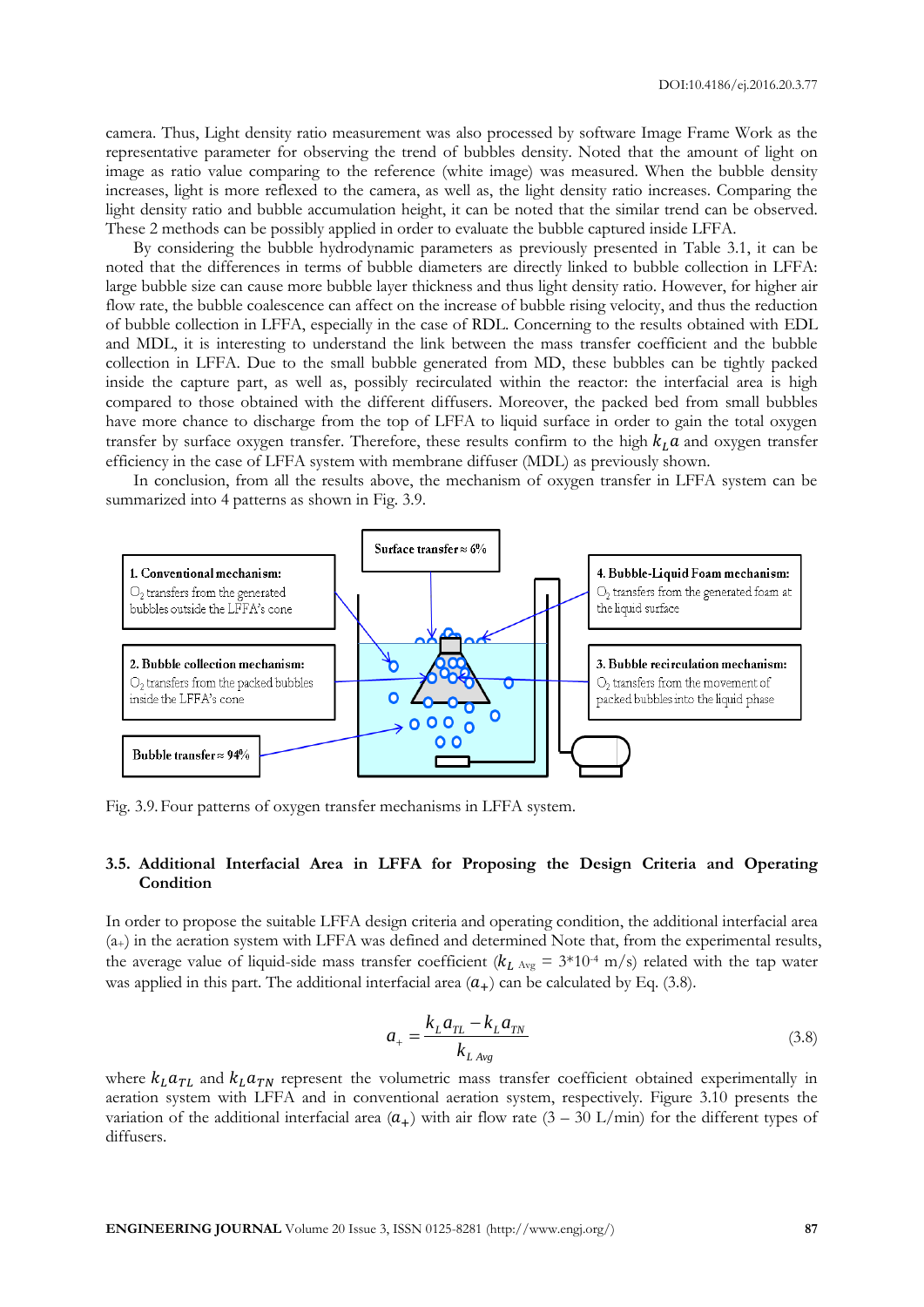camera. Thus, Light density ratio measurement was also processed by software Image Frame Work as the representative parameter for observing the trend of bubbles density. Noted that the amount of light on image as ratio value comparing to the reference (white image) was measured. When the bubble density increases, light is more reflexed to the camera, as well as, the light density ratio increases. Comparing the light density ratio and bubble accumulation height, it can be noted that the similar trend can be observed. These 2 methods can be possibly applied in order to evaluate the bubble captured inside LFFA.

By considering the bubble hydrodynamic parameters as previously presented in Table 3.1, it can be noted that the differences in terms of bubble diameters are directly linked to bubble collection in LFFA: large bubble size can cause more bubble layer thickness and thus light density ratio. However, for higher air flow rate, the bubble coalescence can affect on the increase of bubble rising velocity, and thus the reduction of bubble collection in LFFA, especially in the case of RDL. Concerning to the results obtained with EDL and MDL, it is interesting to understand the link between the mass transfer coefficient and the bubble collection in LFFA. Due to the small bubble generated from MD, these bubbles can be tightly packed inside the capture part, as well as, possibly recirculated within the reactor: the interfacial area is high compared to those obtained with the different diffusers. Moreover, the packed bed from small bubbles have more chance to discharge from the top of LFFA to liquid surface in order to gain the total oxygen transfer by surface oxygen transfer. Therefore, these results confirm to the high $k_L a$ and oxygen transfer efficiency in the case of LFFA system with membrane diffuser (MDL) as previously shown.

In conclusion, from all the results above, the mechanism of oxygen transfer in LFFA system can be summarized into 4 patterns as shown in Fig. 3.9.

Surface transfer ≈ 6%

1. Conventional mechanism: $O_2$ transfers from the generated bubbles outside the LFFA's cone

2. Bubble collection mechanism: $O_2$ transfers from the packed bubbles inside the LFFA's cone

3. Bubble recirculation mechanism: $O_2$ transfers from the movement of packed bubbles into the liquid phase

4. Bubble-Liquid Foam mechanism: $O_2$ transfers from the generated foam at the liquid surface

Bubble transfer ≈ 94%

Fig. 3.9. Four patterns of oxygen transfer mechanisms in LFFA system.

### 3.5. Additional Interfacial Area in LFFA for Proposing the Design Criteria and Operating Condition

In order to propose the suitable LFFA design criteria and operating condition, the additional interfacial area ($a_+$) in the aeration system with LFFA was defined and determined Note that, from the experimental results, the average value of liquid-side mass transfer coefficient ($k_{L\ Avg}$ = 3*10$^{-4}$ m/s) related with the tap water was applied in this part. The additional interfacial area ($a_+$) can be calculated by Eq. (3.8).

$$a_+ = \frac{k_L a_{TL} - k_L a_{TN}}{k_{L\ Avg}} \tag{3.8}$$

where $k_L a_{TL}$ and $k_L a_{TN}$ represent the volumetric mass transfer coefficient obtained experimentally in aeration system with LFFA and in conventional aeration system, respectively. Figure 3.10 presents the variation of the additional interfacial area ($a_+$) with air flow rate (3 – 30 L/min) for the different types of diffusers.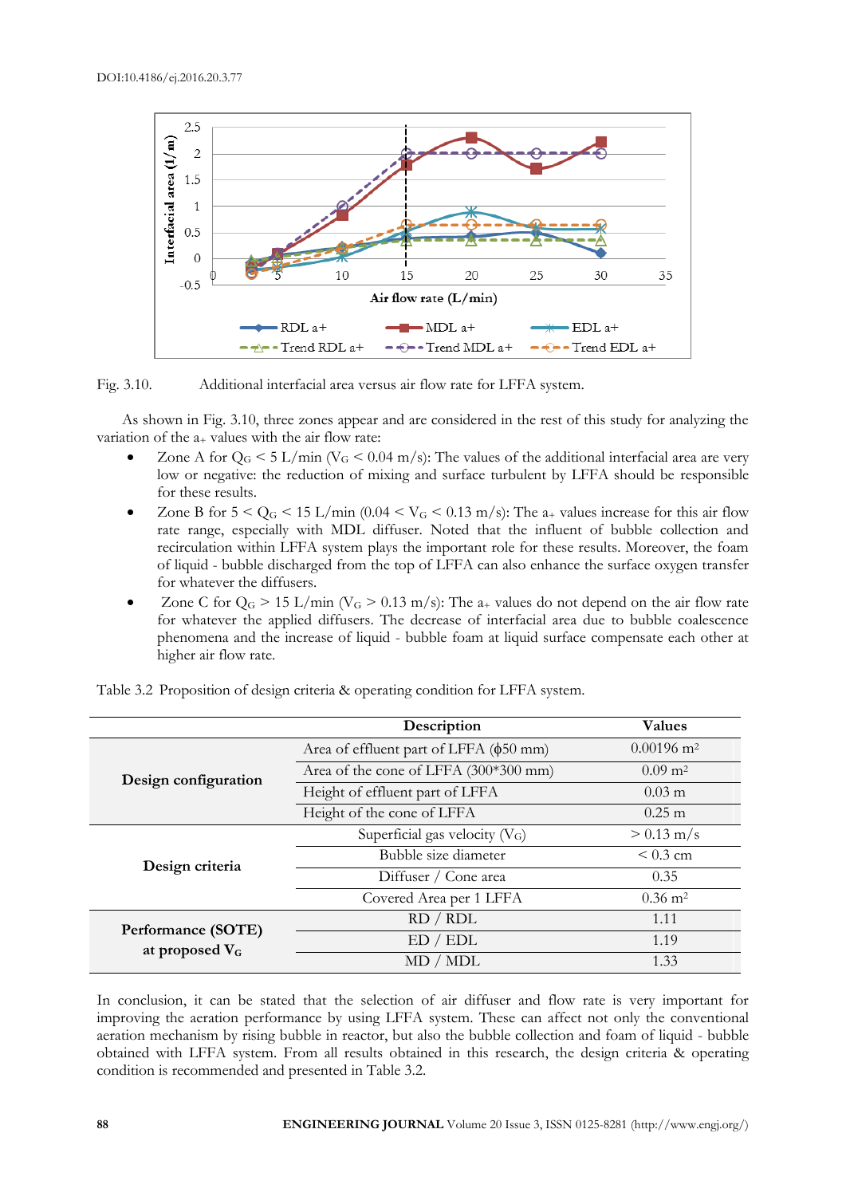Fig. 3.10. Additional interfacial area versus air flow rate for LFFA system.

As shown in Fig. 3.10, three zones appear and are considered in the rest of this study for analyzing the variation of the $a_+$ values with the air flow rate:

- Zone A for $Q_G < 5$ L/min ($V_G < 0.04$ m/s): The values of the additional interfacial area are very low or negative: the reduction of mixing and surface turbulent by LFFA should be responsible for these results.
- Zone B for $5 < Q_G < 15$ L/min ($0.04 < V_G < 0.13$ m/s): The $a_+$ values increase for this air flow rate range, especially with MDL diffuser. Noted that the influent of bubble collection and recirculation within LFFA system plays the important role for these results. Moreover, the foam of liquid - bubble discharged from the top of LFFA can also enhance the surface oxygen transfer for whatever the diffusers.
- Zone C for $Q_G > 15$ L/min ($V_G > 0.13$ m/s): The $a_+$ values do not depend on the air flow rate for whatever the applied diffusers. The decrease of interfacial area due to bubble coalescence phenomena and the increase of liquid - bubble foam at liquid surface compensate each other at higher air flow rate.

Table 3.2 Proposition of design criteria & operating condition for LFFA system.

| | Description | Values |
|---|---|---|
| **Design configuration** | Area of effluent part of LFFA (ϕ50 mm) | 0.00196 m² |
| | Area of the cone of LFFA (300*300 mm) | 0.09 m² |
| | Height of effluent part of LFFA | 0.03 m |
| | Height of the cone of LFFA | 0.25 m |
| **Design criteria** | Superficial gas velocity ($V_G$) | > 0.13 m/s |
| | Bubble size diameter | < 0.3 cm |
| | Diffuser / Cone area | 0.35 |
| | Covered Area per 1 LFFA | 0.36 m² |
| **Performance (SOTE) at proposed $V_G$** | RD / RDL | 1.11 |
| | ED / EDL | 1.19 |
| | MD / MDL | 1.33 |

In conclusion, it can be stated that the selection of air diffuser and flow rate is very important for improving the aeration performance by using LFFA system. These can affect not only the conventional aeration mechanism by rising bubble in reactor, but also the bubble collection and foam of liquid - bubble obtained with LFFA system. From all results obtained in this research, the design criteria & operating condition is recommended and presented in Table 3.2.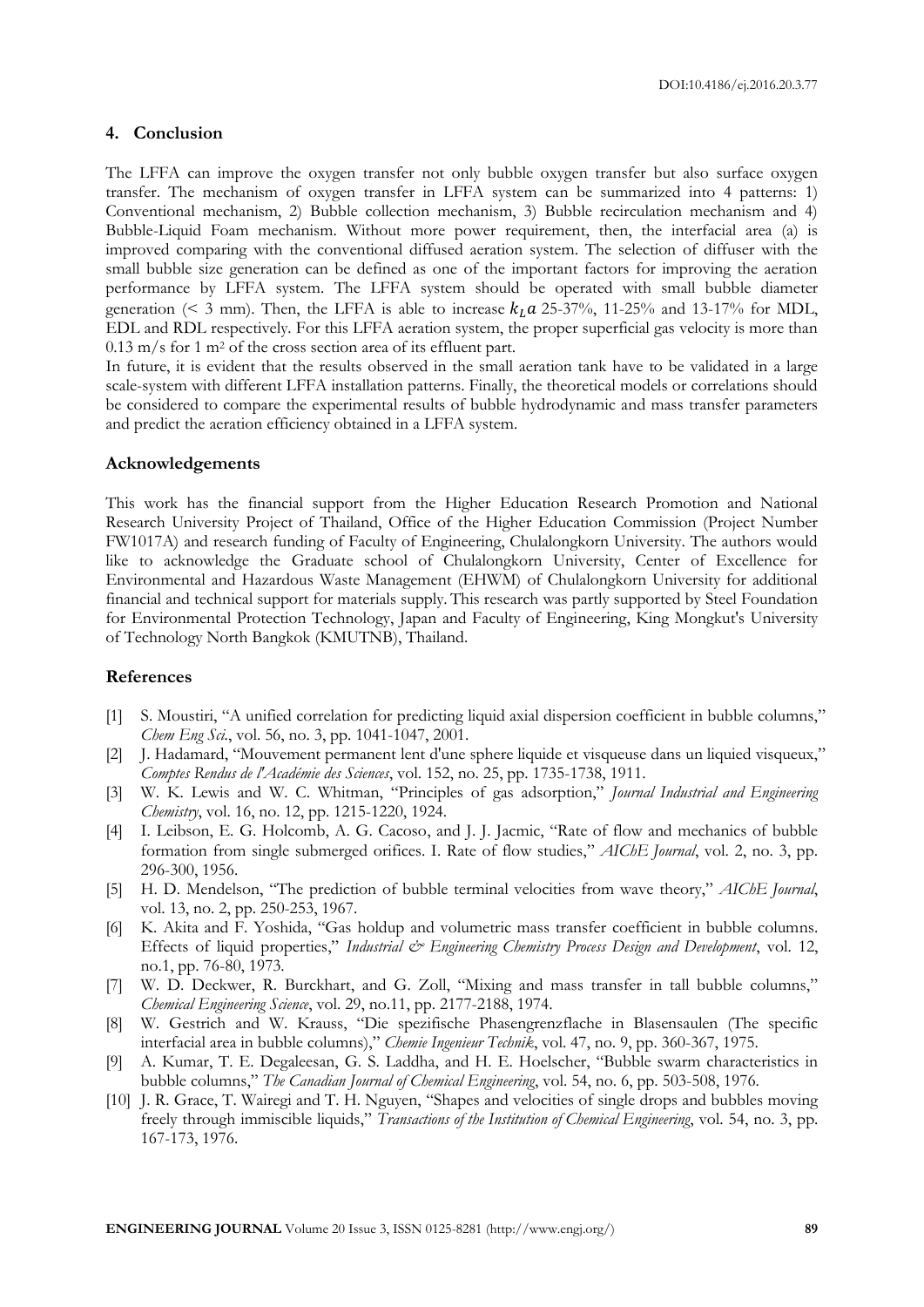## 4. Conclusion

The LFFA can improve the oxygen transfer not only bubble oxygen transfer but also surface oxygen transfer. The mechanism of oxygen transfer in LFFA system can be summarized into 4 patterns: 1) Conventional mechanism, 2) Bubble collection mechanism, 3) Bubble recirculation mechanism and 4) Bubble-Liquid Foam mechanism. Without more power requirement, then, the interfacial area (a) is improved comparing with the conventional diffused aeration system. The selection of diffuser with the small bubble size generation can be defined as one of the important factors for improving the aeration performance by LFFA system. The LFFA system should be operated with small bubble diameter generation (< 3 mm). Then, the LFFA is able to increase $k_L a$ 25-37%, 11-25% and 13-17% for MDL, EDL and RDL respectively. For this LFFA aeration system, the proper superficial gas velocity is more than 0.13 m/s for 1 $m^2$ of the cross section area of its effluent part.

In future, it is evident that the results observed in the small aeration tank have to be validated in a large scale-system with different LFFA installation patterns. Finally, the theoretical models or correlations should be considered to compare the experimental results of bubble hydrodynamic and mass transfer parameters and predict the aeration efficiency obtained in a LFFA system.

### Acknowledgements

This work has the financial support from the Higher Education Research Promotion and National Research University Project of Thailand, Office of the Higher Education Commission (Project Number FW1017A) and research funding of Faculty of Engineering, Chulalongkorn University. The authors would like to acknowledge the Graduate school of Chulalongkorn University, Center of Excellence for Environmental and Hazardous Waste Management (EHWM) of Chulalongkorn University for additional financial and technical support for materials supply. This research was partly supported by Steel Foundation for Environmental Protection Technology, Japan and Faculty of Engineering, King Mongkut's University of Technology North Bangkok (KMUTNB), Thailand.

### References

[1] S. Moustiri, "A unified correlation for predicting liquid axial dispersion coefficient in bubble columns," *Chem Eng Sci.*, vol. 56, no. 3, pp. 1041-1047, 2001.

[2] J. Hadamard, "Mouvement permanent lent d'une sphere liquide et visqueuse dans un liquied visqueux," *Comptes Rendus de l'Académie des Sciences*, vol. 152, no. 25, pp. 1735-1738, 1911.

[3] W. K. Lewis and W. C. Whitman, "Principles of gas adsorption," *Journal Industrial and Engineering Chemistry*, vol. 16, no. 12, pp. 1215-1220, 1924.

[4] I. Leibson, E. G. Holcomb, A. G. Cacoso, and J. J. Jacmic, "Rate of flow and mechanics of bubble formation from single submerged orifices. I. Rate of flow studies," *AIChE Journal*, vol. 2, no. 3, pp. 296-300, 1956.

[5] H. D. Mendelson, "The prediction of bubble terminal velocities from wave theory," *AIChE Journal*, vol. 13, no. 2, pp. 250-253, 1967.

[6] K. Akita and F. Yoshida, "Gas holdup and volumetric mass transfer coefficient in bubble columns. Effects of liquid properties," *Industrial & Engineering Chemistry Process Design and Development*, vol. 12, no.1, pp. 76-80, 1973.

[7] W. D. Deckwer, R. Burckhart, and G. Zoll, "Mixing and mass transfer in tall bubble columns," *Chemical Engineering Science*, vol. 29, no.11, pp. 2177-2188, 1974.

[8] W. Gestrich and W. Krauss, "Die spezifische Phasengrenzflache in Blasensaulen (The specific interfacial area in bubble columns)," *Chemie Ingenieur Technik*, vol. 47, no. 9, pp. 360-367, 1975.

[9] A. Kumar, T. E. Degaleesan, G. S. Laddha, and H. E. Hoelscher, "Bubble swarm characteristics in bubble columns," *The Canadian Journal of Chemical Engineering*, vol. 54, no. 6, pp. 503-508, 1976.

[10] J. R. Grace, T. Wairegi and T. H. Nguyen, "Shapes and velocities of single drops and bubbles moving freely through immiscible liquids," *Transactions of the Institution of Chemical Engineering*, vol. 54, no. 3, pp. 167-173, 1976.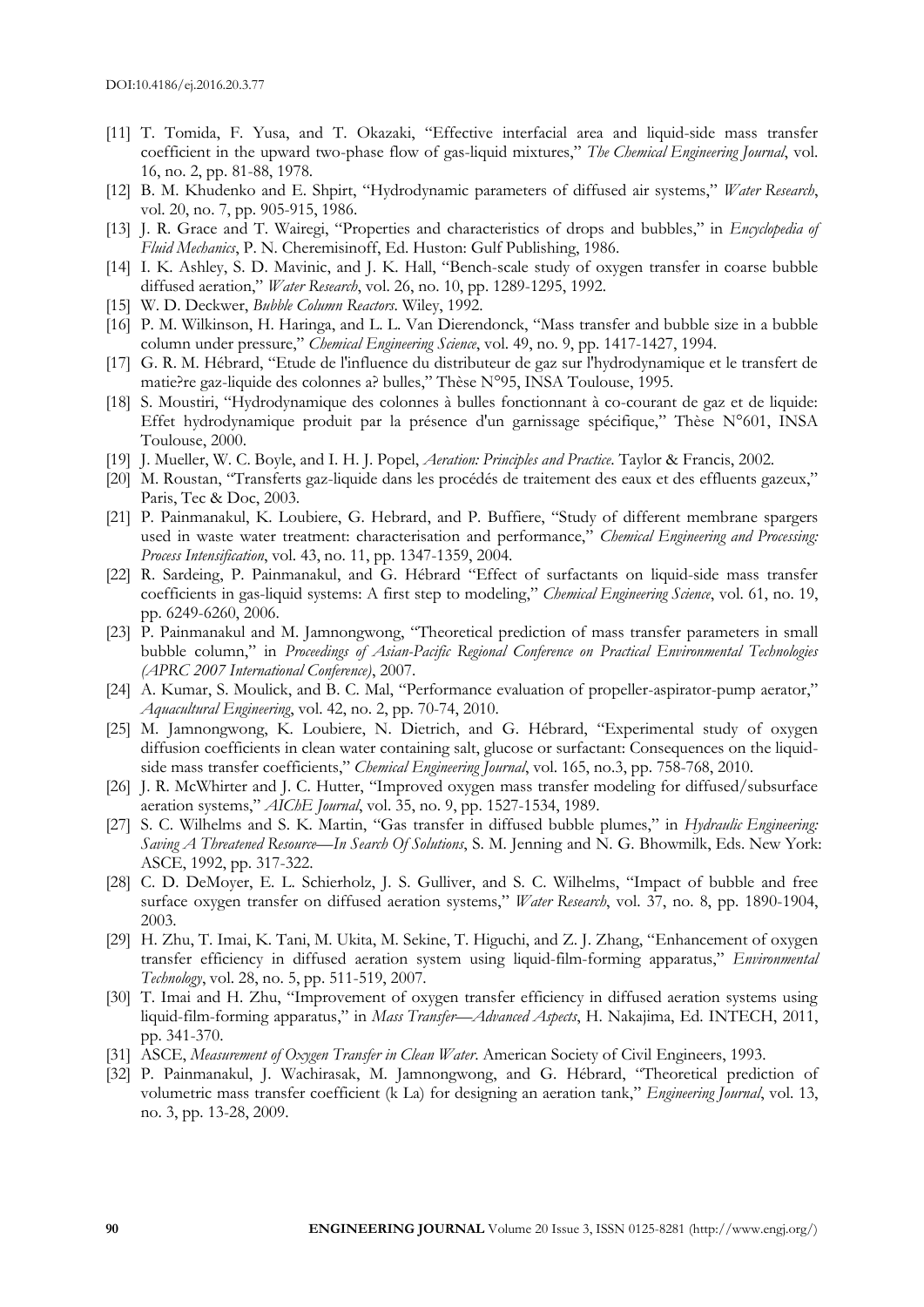[11] T. Tomida, F. Yusa, and T. Okazaki, "Effective interfacial area and liquid-side mass transfer coefficient in the upward two-phase flow of gas-liquid mixtures," *The Chemical Engineering Journal*, vol. 16, no. 2, pp. 81-88, 1978.

[12] B. M. Khudenko and E. Shpirt, "Hydrodynamic parameters of diffused air systems," *Water Research*, vol. 20, no. 7, pp. 905-915, 1986.

[13] J. R. Grace and T. Wairegi, "Properties and characteristics of drops and bubbles," in *Encyclopedia of Fluid Mechanics*, P. N. Cheremisinoff, Ed. Huston: Gulf Publishing, 1986.

[14] I. K. Ashley, S. D. Mavinic, and J. K. Hall, "Bench-scale study of oxygen transfer in coarse bubble diffused aeration," *Water Research*, vol. 26, no. 10, pp. 1289-1295, 1992.

[15] W. D. Deckwer, *Bubble Column Reactors*. Wiley, 1992.

[16] P. M. Wilkinson, H. Haringa, and L. L. Van Dierendonck, "Mass transfer and bubble size in a bubble column under pressure," *Chemical Engineering Science*, vol. 49, no. 9, pp. 1417-1427, 1994.

[17] G. R. M. Hébrard, "Etude de l'influence du distributeur de gaz sur l'hydrodynamique et le transfert de matie?re gaz-liquide des colonnes a? bulles," Thèse N°95, INSA Toulouse, 1995.

[18] S. Moustiri, "Hydrodynamique des colonnes à bulles fonctionnant à co-courant de gaz et de liquide: Effet hydrodynamique produit par la présence d'un garnissage spécifique," Thèse N°601, INSA Toulouse, 2000.

[19] J. Mueller, W. C. Boyle, and I. H. J. Popel, *Aeration: Principles and Practice*. Taylor & Francis, 2002.

[20] M. Roustan, "Transferts gaz-liquide dans les procédés de traitement des eaux et des effluents gazeux," Paris, Tec & Doc, 2003.

[21] P. Painmanakul, K. Loubiere, G. Hebrard, and P. Buffiere, "Study of different membrane spargers used in waste water treatment: characterisation and performance," *Chemical Engineering and Processing: Process Intensification*, vol. 43, no. 11, pp. 1347-1359, 2004.

[22] R. Sardeing, P. Painmanakul, and G. Hébrard "Effect of surfactants on liquid-side mass transfer coefficients in gas-liquid systems: A first step to modeling," *Chemical Engineering Science*, vol. 61, no. 19, pp. 6249-6260, 2006.

[23] P. Painmanakul and M. Jamnongwong, "Theoretical prediction of mass transfer parameters in small bubble column," in *Proceedings of Asian-Pacific Regional Conference on Practical Environmental Technologies (APRC 2007 International Conference)*, 2007.

[24] A. Kumar, S. Moulick, and B. C. Mal, "Performance evaluation of propeller-aspirator-pump aerator," *Aquacultural Engineering*, vol. 42, no. 2, pp. 70-74, 2010.

[25] M. Jamnongwong, K. Loubiere, N. Dietrich, and G. Hébrard, "Experimental study of oxygen diffusion coefficients in clean water containing salt, glucose or surfactant: Consequences on the liquid-side mass transfer coefficients," *Chemical Engineering Journal*, vol. 165, no.3, pp. 758-768, 2010.

[26] J. R. McWhirter and J. C. Hutter, "Improved oxygen mass transfer modeling for diffused/subsurface aeration systems," *AIChE Journal*, vol. 35, no. 9, pp. 1527-1534, 1989.

[27] S. C. Wilhelms and S. K. Martin, "Gas transfer in diffused bubble plumes," in *Hydraulic Engineering: Saving A Threatened Resource—In Search Of Solutions*, S. M. Jenning and N. G. Bhowmilk, Eds. New York: ASCE, 1992, pp. 317-322.

[28] C. D. DeMoyer, E. L. Schierholz, J. S. Gulliver, and S. C. Wilhelms, "Impact of bubble and free surface oxygen transfer on diffused aeration systems," *Water Research*, vol. 37, no. 8, pp. 1890-1904, 2003.

[29] H. Zhu, T. Imai, K. Tani, M. Ukita, M. Sekine, T. Higuchi, and Z. J. Zhang, "Enhancement of oxygen transfer efficiency in diffused aeration system using liquid-film-forming apparatus," *Environmental Technology*, vol. 28, no. 5, pp. 511-519, 2007.

[30] T. Imai and H. Zhu, "Improvement of oxygen transfer efficiency in diffused aeration systems using liquid-film-forming apparatus," in *Mass Transfer—Advanced Aspects*, H. Nakajima, Ed. INTECH, 2011, pp. 341-370.

[31] ASCE, *Measurement of Oxygen Transfer in Clean Water*. American Society of Civil Engineers, 1993.

[32] P. Painmanakul, J. Wachirasak, M. Jamnongwong, and G. Hébrard, "Theoretical prediction of volumetric mass transfer coefficient (k La) for designing an aeration tank," *Engineering Journal*, vol. 13, no. 3, pp. 13-28, 2009.